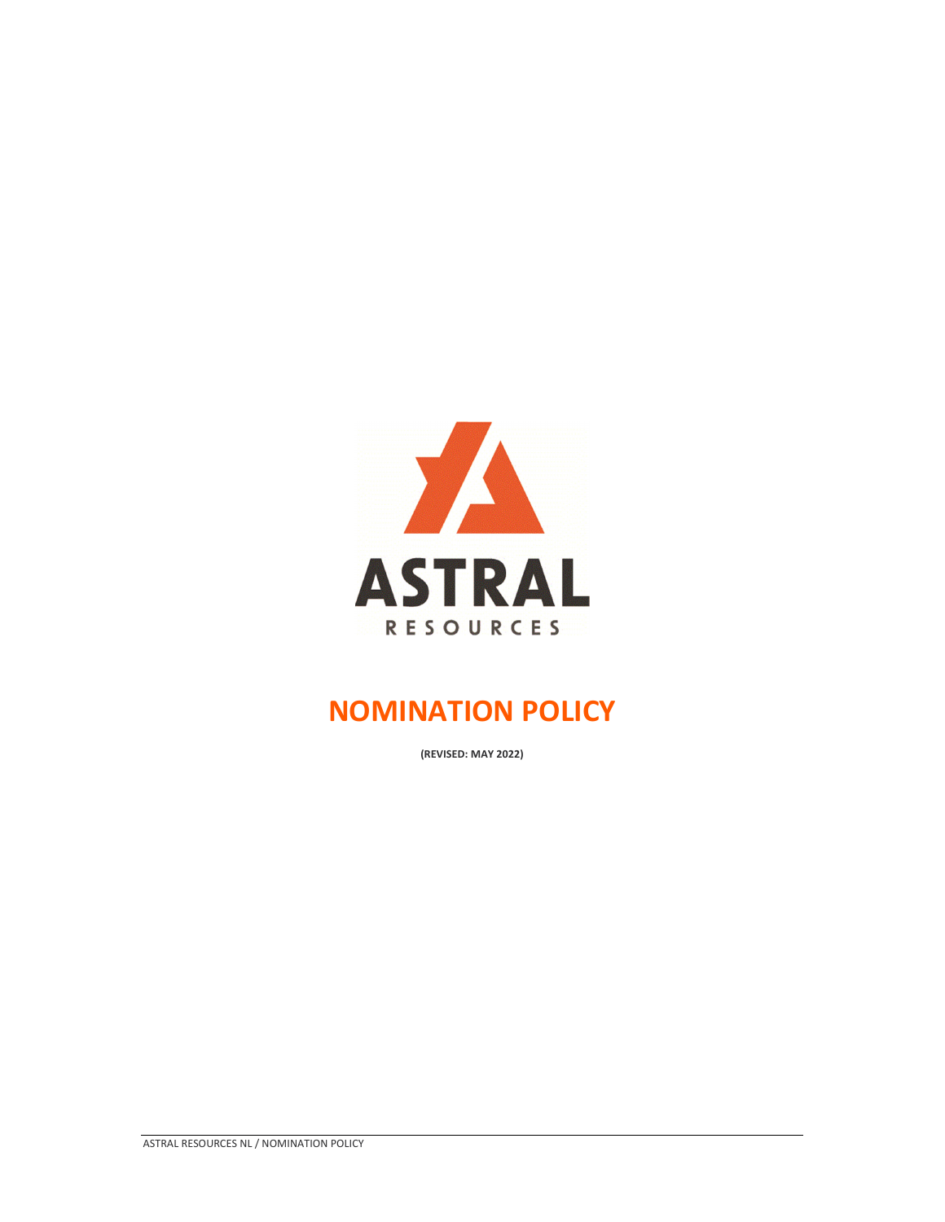ASTRAL

RESOURCES

# NOMINATION POLICY

**(REVISED: MAY 2022)**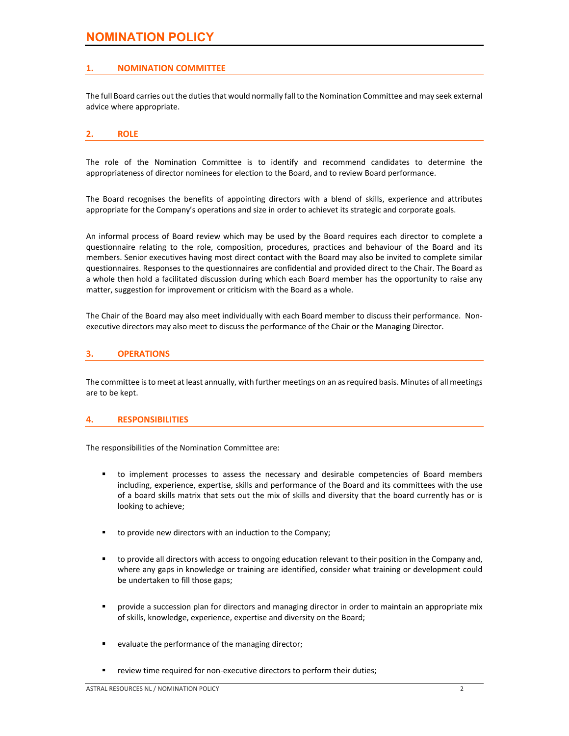# NOMINATION POLICY

## 1. NOMINATION COMMITTEE

The full Board carries out the duties that would normally fall to the Nomination Committee and may seek external advice where appropriate.

## 2. ROLE

The role of the Nomination Committee is to identify and recommend candidates to determine the appropriateness of director nominees for election to the Board, and to review Board performance.

The Board recognises the benefits of appointing directors with a blend of skills, experience and attributes appropriate for the Company's operations and size in order to achievet its strategic and corporate goals.

An informal process of Board review which may be used by the Board requires each director to complete a questionnaire relating to the role, composition, procedures, practices and behaviour of the Board and its members. Senior executives having most direct contact with the Board may also be invited to complete similar questionnaires. Responses to the questionnaires are confidential and provided direct to the Chair. The Board as a whole then hold a facilitated discussion during which each Board member has the opportunity to raise any matter, suggestion for improvement or criticism with the Board as a whole.

The Chair of the Board may also meet individually with each Board member to discuss their performance. Non-executive directors may also meet to discuss the performance of the Chair or the Managing Director.

## 3. OPERATIONS

The committee is to meet at least annually, with further meetings on an as required basis. Minutes of all meetings are to be kept.

## 4. RESPONSIBILITIES

The responsibilities of the Nomination Committee are:

- to implement processes to assess the necessary and desirable competencies of Board members including, experience, expertise, skills and performance of the Board and its committees with the use of a board skills matrix that sets out the mix of skills and diversity that the board currently has or is looking to achieve;
- to provide new directors with an induction to the Company;
- to provide all directors with access to ongoing education relevant to their position in the Company and, where any gaps in knowledge or training are identified, consider what training or development could be undertaken to fill those gaps;
- provide a succession plan for directors and managing director in order to maintain an appropriate mix of skills, knowledge, experience, expertise and diversity on the Board;
- evaluate the performance of the managing director;
- review time required for non-executive directors to perform their duties;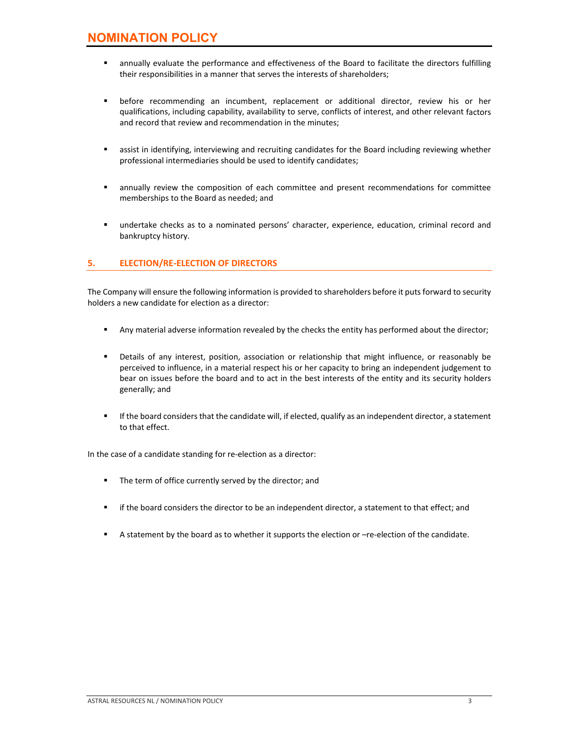- annually evaluate the performance and effectiveness of the Board to facilitate the directors fulfilling their responsibilities in a manner that serves the interests of shareholders;
- before recommending an incumbent, replacement or additional director, review his or her qualifications, including capability, availability to serve, conflicts of interest, and other relevant factors and record that review and recommendation in the minutes;
- assist in identifying, interviewing and recruiting candidates for the Board including reviewing whether professional intermediaries should be used to identify candidates;
- annually review the composition of each committee and present recommendations for committee memberships to the Board as needed; and
- undertake checks as to a nominated persons' character, experience, education, criminal record and bankruptcy history.

## 5. ELECTION/RE-ELECTION OF DIRECTORS

The Company will ensure the following information is provided to shareholders before it puts forward to security holders a new candidate for election as a director:

- Any material adverse information revealed by the checks the entity has performed about the director;
- Details of any interest, position, association or relationship that might influence, or reasonably be perceived to influence, in a material respect his or her capacity to bring an independent judgement to bear on issues before the board and to act in the best interests of the entity and its security holders generally; and
- If the board considers that the candidate will, if elected, qualify as an independent director, a statement to that effect.

In the case of a candidate standing for re-election as a director:

- The term of office currently served by the director; and
- if the board considers the director to be an independent director, a statement to that effect; and
- A statement by the board as to whether it supports the election or –re-election of the candidate.